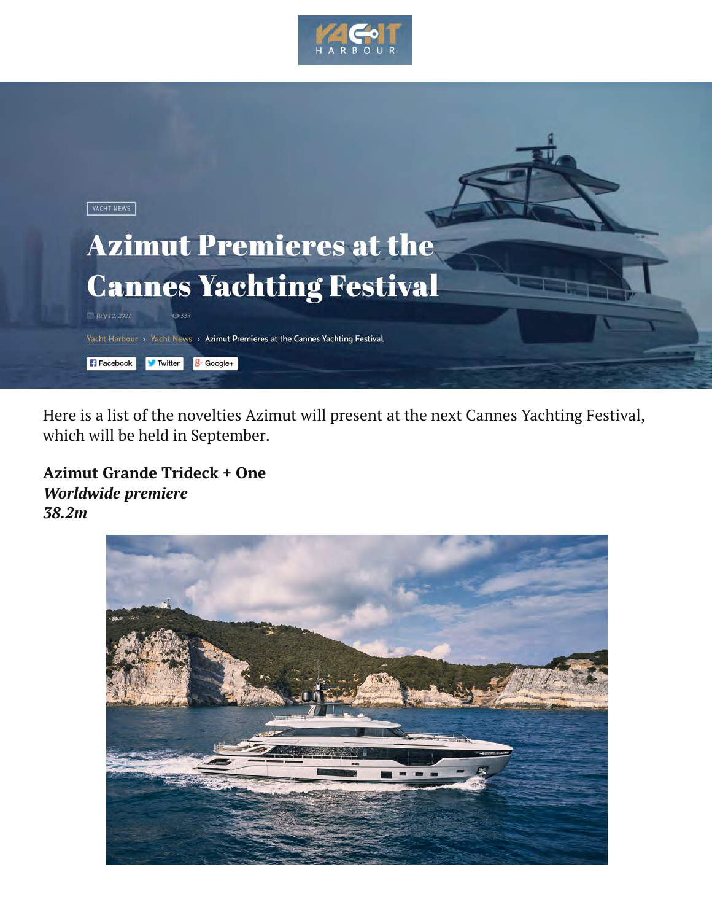YACHT NEWS

# Azimut Premieres at the Cannes Yachting Festival

July 12, 2021 339

Yacht Harbour › Yacht News › Azimut Premieres at the Cannes Yachting Festival

Facebook Twitter Google+

Here is a list of the novelties Azimut will present at the next Cannes Yachting Festival, which will be held in September.

**Azimut Grande Trideck + One**
***Worldwide premiere***
***38.2m***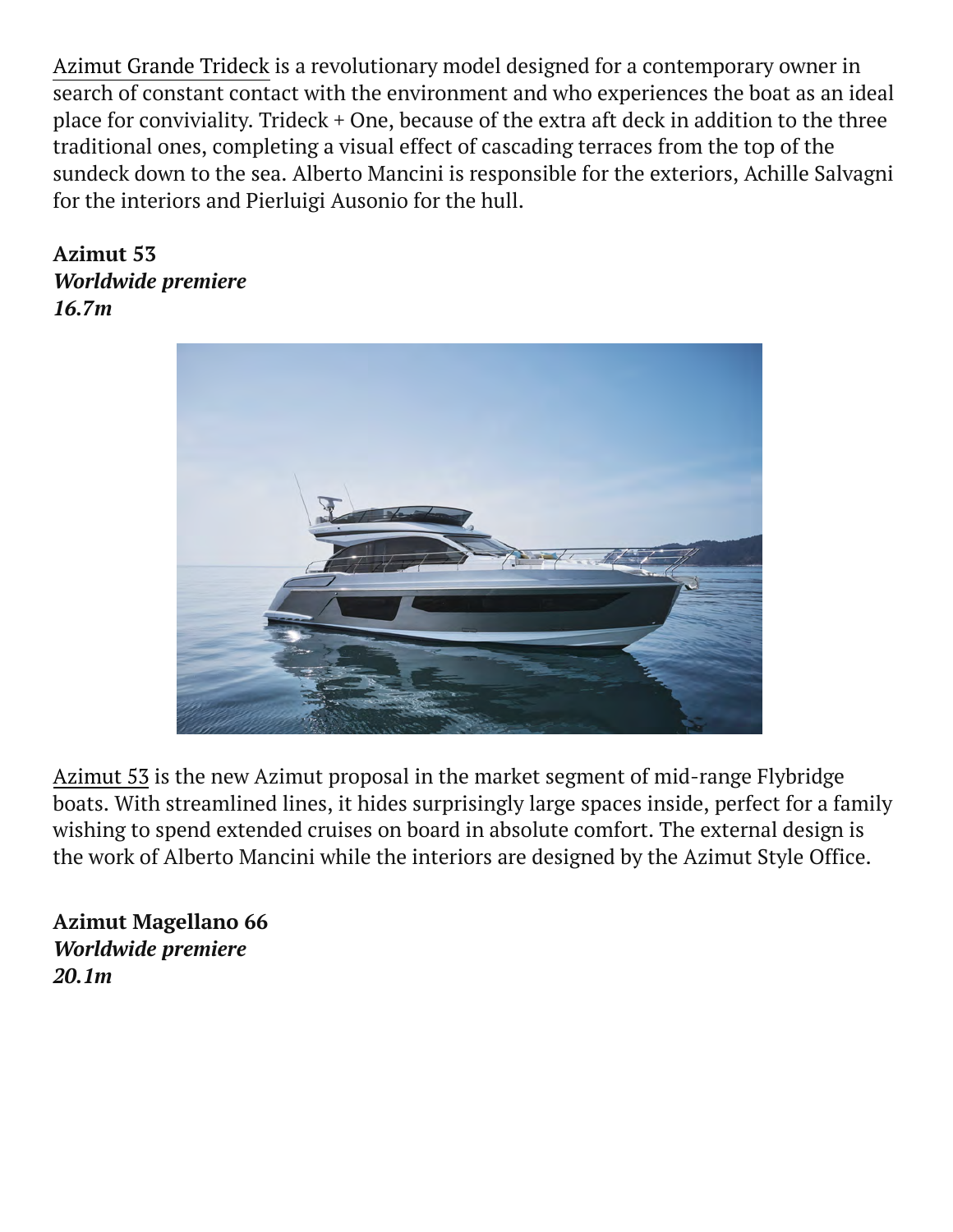Azimut Grande Trideck is a revolutionary model designed for a contemporary owner in search of constant contact with the environment and who experiences the boat as an ideal place for conviviality. Trideck + One, because of the extra aft deck in addition to the three traditional ones, completing a visual effect of cascading terraces from the top of the sundeck down to the sea. Alberto Mancini is responsible for the exteriors, Achille Salvagni for the interiors and Pierluigi Ausonio for the hull.

**Azimut 53**
***Worldwide premiere***
***16.7m***

Azimut 53 is the new Azimut proposal in the market segment of mid-range Flybridge boats. With streamlined lines, it hides surprisingly large spaces inside, perfect for a family wishing to spend extended cruises on board in absolute comfort. The external design is the work of Alberto Mancini while the interiors are designed by the Azimut Style Office.

**Azimut Magellano 66**
***Worldwide premiere***
***20.1m***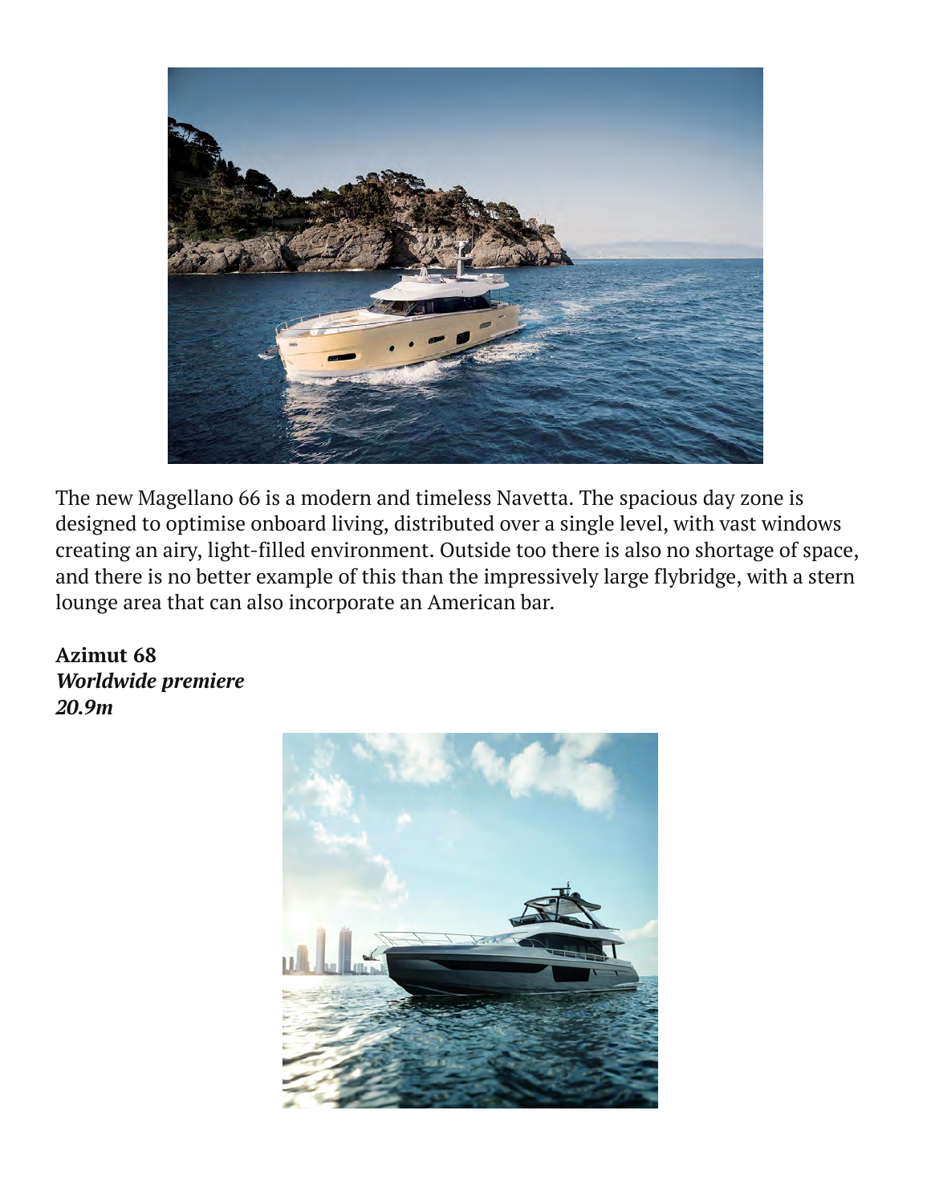The new Magellano 66 is a modern and timeless Navetta. The spacious day zone is designed to optimise onboard living, distributed over a single level, with vast windows creating an airy, light-filled environment. Outside too there is also no shortage of space, and there is no better example of this than the impressively large flybridge, with a stern lounge area that can also incorporate an American bar.

**Azimut 68**
***Worldwide premiere***
***20.9m***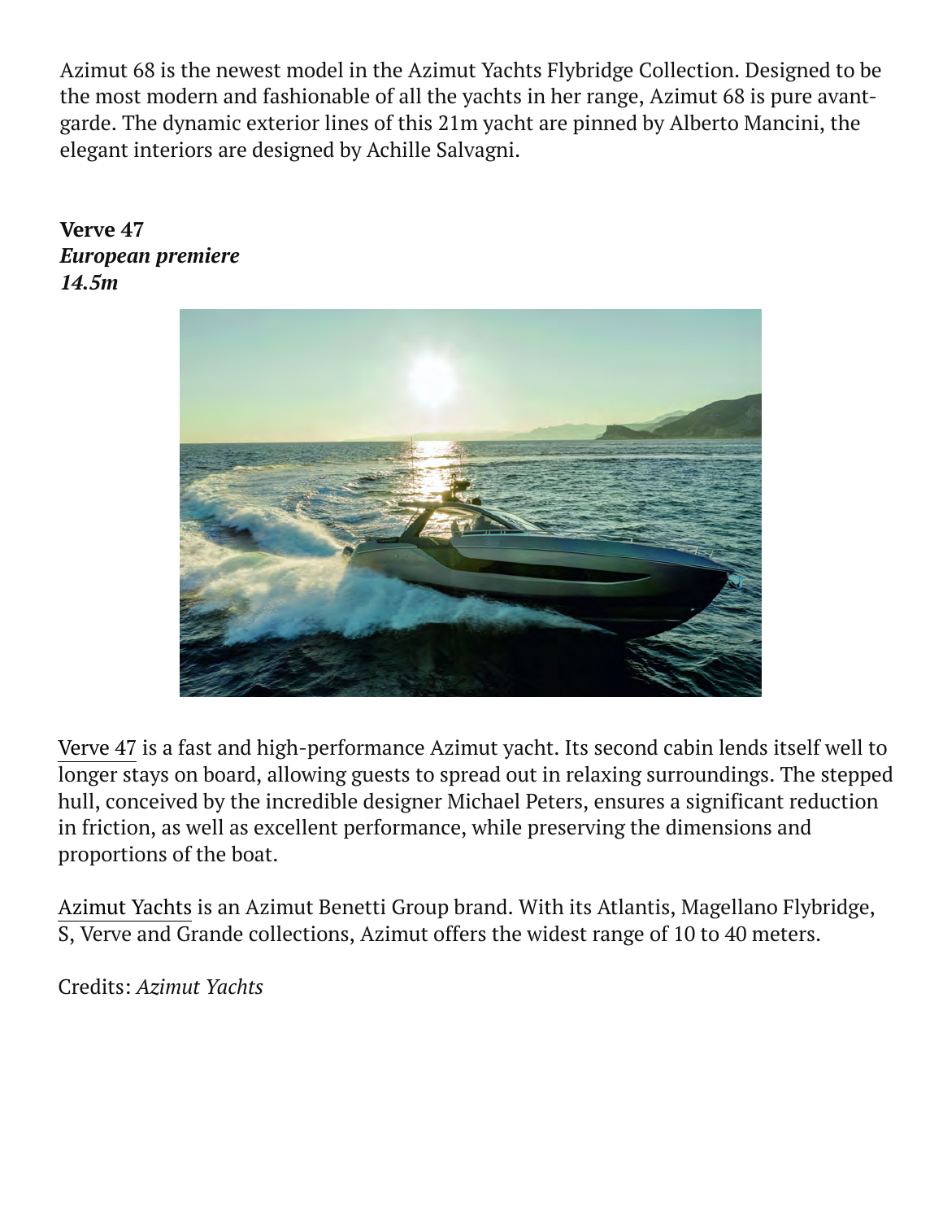Azimut 68 is the newest model in the Azimut Yachts Flybridge Collection. Designed to be the most modern and fashionable of all the yachts in her range, Azimut 68 is pure avant-garde. The dynamic exterior lines of this 21m yacht are pinned by Alberto Mancini, the elegant interiors are designed by Achille Salvagni.

**Verve 47**
***European premiere***
***14.5m***

Verve 47 is a fast and high-performance Azimut yacht. Its second cabin lends itself well to longer stays on board, allowing guests to spread out in relaxing surroundings. The stepped hull, conceived by the incredible designer Michael Peters, ensures a significant reduction in friction, as well as excellent performance, while preserving the dimensions and proportions of the boat.

Azimut Yachts is an Azimut Benetti Group brand. With its Atlantis, Magellano Flybridge, S, Verve and Grande collections, Azimut offers the widest range of 10 to 40 meters.

Credits: *Azimut Yachts*